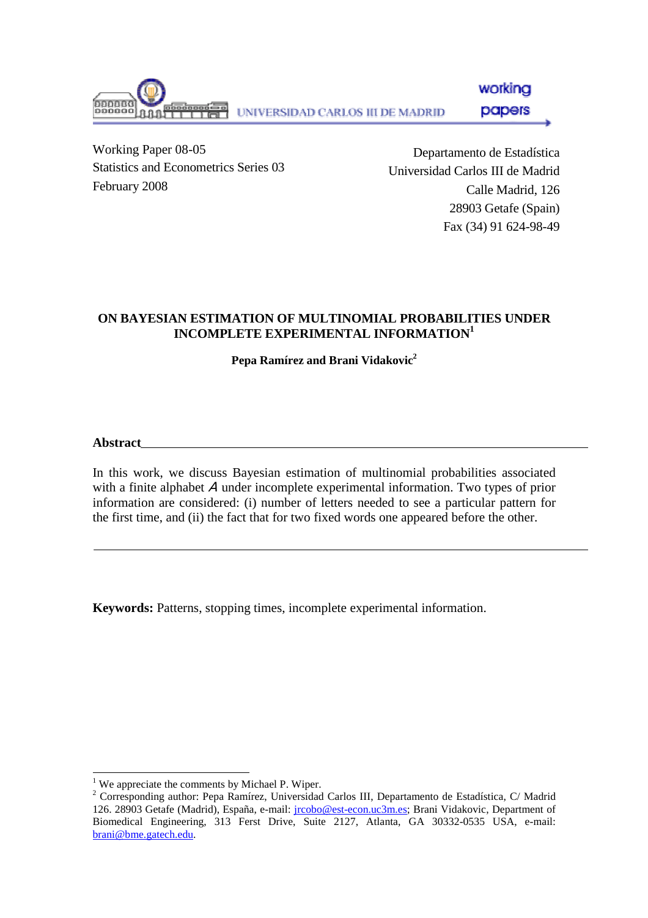UNIVERSIDAD CARLOS III DE MADRID

working papers

Working Paper 08-05
Statistics and Econometrics Series 03
February 2008

Departamento de Estadística
Universidad Carlos III de Madrid
Calle Madrid, 126
28903 Getafe (Spain)
Fax (34) 91 624-98-49

# ON BAYESIAN ESTIMATION OF MULTINOMIAL PROBABILITIES UNDER INCOMPLETE EXPERIMENTAL INFORMATION[1]

**Pepa Ramírez and Brani Vidakovic[2]**

**Abstract**

In this work, we discuss Bayesian estimation of multinomial probabilities associated with a finite alphabet $\mathcal{A}$ under incomplete experimental information. Two types of prior information are considered: (i) number of letters needed to see a particular pattern for the first time, and (ii) the fact that for two fixed words one appeared before the other.

**Keywords:** Patterns, stopping times, incomplete experimental information.

---

[1] We appreciate the comments by Michael P. Wiper.

[2] Corresponding author: Pepa Ramírez, Universidad Carlos III, Departamento de Estadística, C/ Madrid 126. 28903 Getafe (Madrid), España, e-mail: jrcobo@est-econ.uc3m.es; Brani Vidakovic, Department of Biomedical Engineering, 313 Ferst Drive, Suite 2127, Atlanta, GA 30332-0535 USA, e-mail: brani@bme.gatech.edu.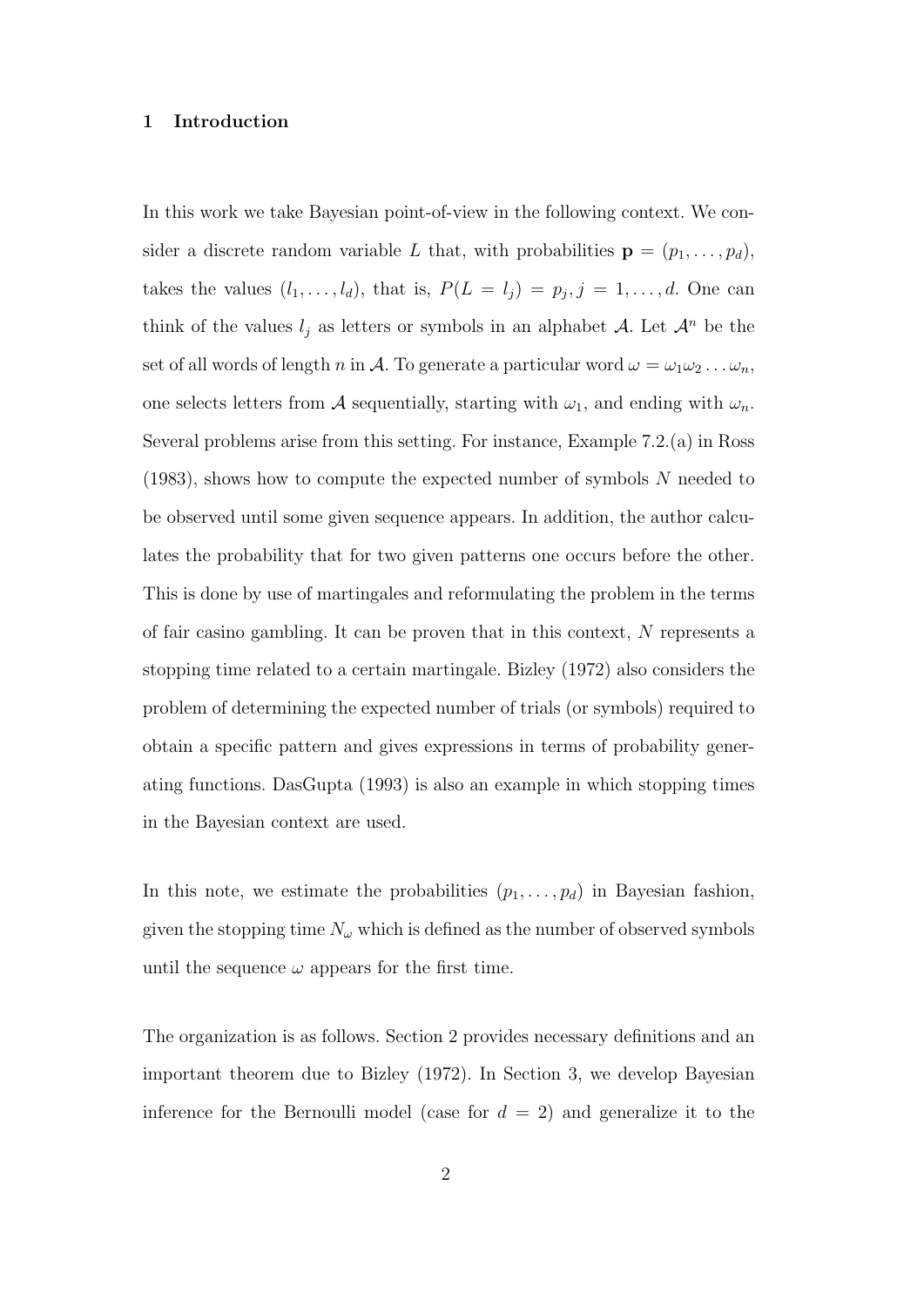## 1 Introduction

In this work we take Bayesian point-of-view in the following context. We consider a discrete random variable $L$ that, with probabilities $\mathbf{p} = (p_1, \ldots, p_d)$, takes the values $(l_1, \ldots, l_d)$, that is, $P(L = l_j) = p_j, j = 1, \ldots, d$. One can think of the values $l_j$ as letters or symbols in an alphabet $\mathcal{A}$. Let $\mathcal{A}^n$ be the set of all words of length $n$ in $\mathcal{A}$. To generate a particular word $\omega = \omega_1\omega_2\ldots\omega_n$, one selects letters from $\mathcal{A}$ sequentially, starting with $\omega_1$, and ending with $\omega_n$. Several problems arise from this setting. For instance, Example 7.2.(a) in Ross (1983), shows how to compute the expected number of symbols $N$ needed to be observed until some given sequence appears. In addition, the author calculates the probability that for two given patterns one occurs before the other. This is done by use of martingales and reformulating the problem in the terms of fair casino gambling. It can be proven that in this context, $N$ represents a stopping time related to a certain martingale. Bizley (1972) also considers the problem of determining the expected number of trials (or symbols) required to obtain a specific pattern and gives expressions in terms of probability generating functions. DasGupta (1993) is also an example in which stopping times in the Bayesian context are used.

In this note, we estimate the probabilities $(p_1, \ldots, p_d)$ in Bayesian fashion, given the stopping time $N_\omega$ which is defined as the number of observed symbols until the sequence $\omega$ appears for the first time.

The organization is as follows. Section 2 provides necessary definitions and an important theorem due to Bizley (1972). In Section 3, we develop Bayesian inference for the Bernoulli model (case for $d = 2$) and generalize it to the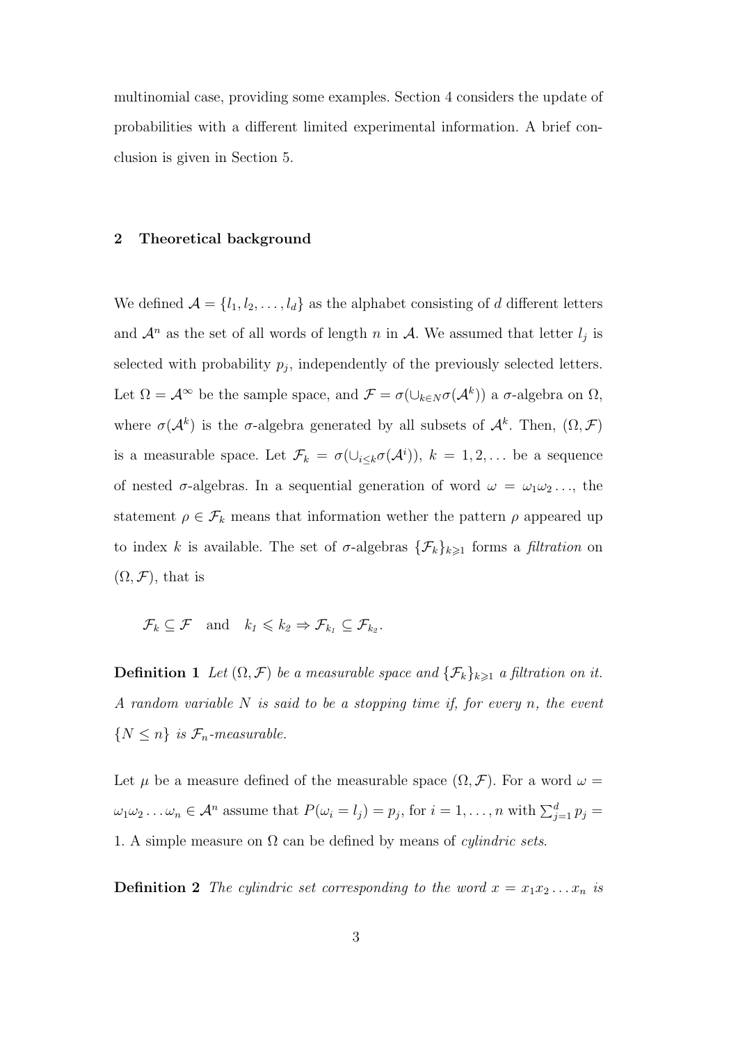multinomial case, providing some examples. Section 4 considers the update of probabilities with a different limited experimental information. A brief conclusion is given in Section 5.

## 2 Theoretical background

We defined $\mathcal{A} = \{l_1, l_2, \ldots, l_d\}$ as the alphabet consisting of $d$ different letters and $\mathcal{A}^n$ as the set of all words of length $n$ in $\mathcal{A}$. We assumed that letter $l_j$ is selected with probability $p_j$, independently of the previously selected letters. Let $\Omega = \mathcal{A}^\infty$ be the sample space, and $\mathcal{F} = \sigma(\cup_{k \in N} \sigma(\mathcal{A}^k))$ a $\sigma$-algebra on $\Omega$, where $\sigma(\mathcal{A}^k)$ is the $\sigma$-algebra generated by all subsets of $\mathcal{A}^k$. Then, $(\Omega, \mathcal{F})$ is a measurable space. Let $\mathcal{F}_k = \sigma(\cup_{i \leq k} \sigma(\mathcal{A}^i))$, $k = 1, 2, \ldots$ be a sequence of nested $\sigma$-algebras. In a sequential generation of word $\omega = \omega_1 \omega_2 \ldots$, the statement $\rho \in \mathcal{F}_k$ means that information wether the pattern $\rho$ appeared up to index $k$ is available. The set of $\sigma$-algebras $\{\mathcal{F}_k\}_{k \geqslant 1}$ forms a *filtration* on $(\Omega, \mathcal{F})$, that is

$$\mathcal{F}_k \subseteq \mathcal{F} \quad \text{and} \quad k_1 \leqslant k_2 \Rightarrow \mathcal{F}_{k_1} \subseteq \mathcal{F}_{k_2}.$$

**Definition 1** *Let $(\Omega, \mathcal{F})$ be a measurable space and $\{\mathcal{F}_k\}_{k \geqslant 1}$ a filtration on it. A random variable $N$ is said to be a stopping time if, for every $n$, the event $\{N \leq n\}$ is $\mathcal{F}_n$-measurable.*

Let $\mu$ be a measure defined of the measurable space $(\Omega, \mathcal{F})$. For a word $\omega = \omega_1 \omega_2 \ldots \omega_n \in \mathcal{A}^n$ assume that $P(\omega_i = l_j) = p_j$, for $i = 1, \ldots, n$ with $\sum_{j=1}^{d} p_j = 1$. A simple measure on $\Omega$ can be defined by means of *cylindric sets*.

**Definition 2** *The cylindric set corresponding to the word $x = x_1 x_2 \ldots x_n$ is*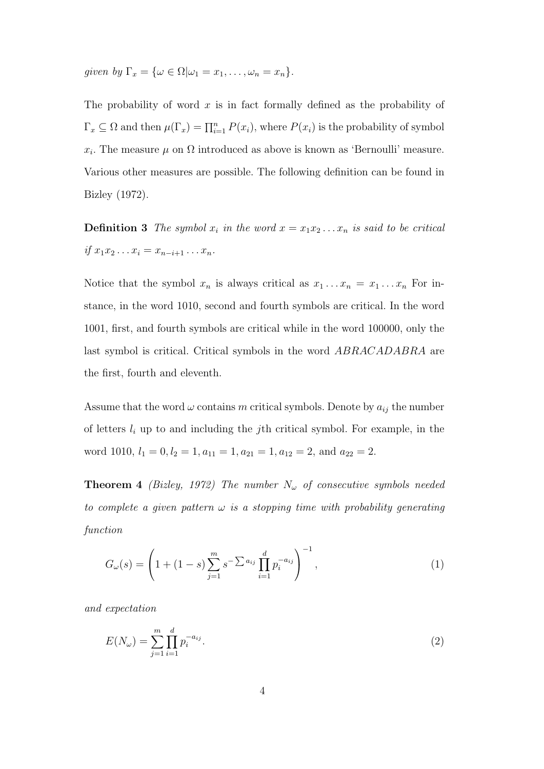*given by* $\Gamma_x = \{\omega \in \Omega | \omega_1 = x_1, \ldots, \omega_n = x_n\}$.

The probability of word $x$ is in fact formally defined as the probability of $\Gamma_x \subseteq \Omega$ and then $\mu(\Gamma_x) = \prod_{i=1}^{n} P(x_i)$, where $P(x_i)$ is the probability of symbol $x_i$. The measure $\mu$ on $\Omega$ introduced as above is known as 'Bernoulli' measure. Various other measures are possible. The following definition can be found in Bizley (1972).

**Definition 3** *The symbol* $x_i$ *in the word* $x = x_1 x_2 \ldots x_n$ *is said to be critical if* $x_1 x_2 \ldots x_i = x_{n-i+1} \ldots x_n$.

Notice that the symbol $x_n$ is always critical as $x_1 \ldots x_n = x_1 \ldots x_n$ For instance, in the word 1010, second and fourth symbols are critical. In the word 1001, first, and fourth symbols are critical while in the word 100000, only the last symbol is critical. Critical symbols in the word *ABRACADABRA* are the first, fourth and eleventh.

Assume that the word $\omega$ contains $m$ critical symbols. Denote by $a_{ij}$ the number of letters $l_i$ up to and including the $j$th critical symbol. For example, in the word 1010, $l_1 = 0, l_2 = 1, a_{11} = 1, a_{21} = 1, a_{12} = 2$, and $a_{22} = 2$.

**Theorem 4** *(Bizley, 1972) The number* $N_\omega$ *of consecutive symbols needed to complete a given pattern* $\omega$ *is a stopping time with probability generating function*

$$G_\omega(s) = \left( 1 + (1-s) \sum_{j=1}^{m} s^{-\sum a_{ij}} \prod_{i=1}^{d} p_i^{-a_{ij}} \right)^{-1}, \tag{1}$$

*and expectation*

$$E(N_\omega) = \sum_{j=1}^{m} \prod_{i=1}^{d} p_i^{-a_{ij}}. \tag{2}$$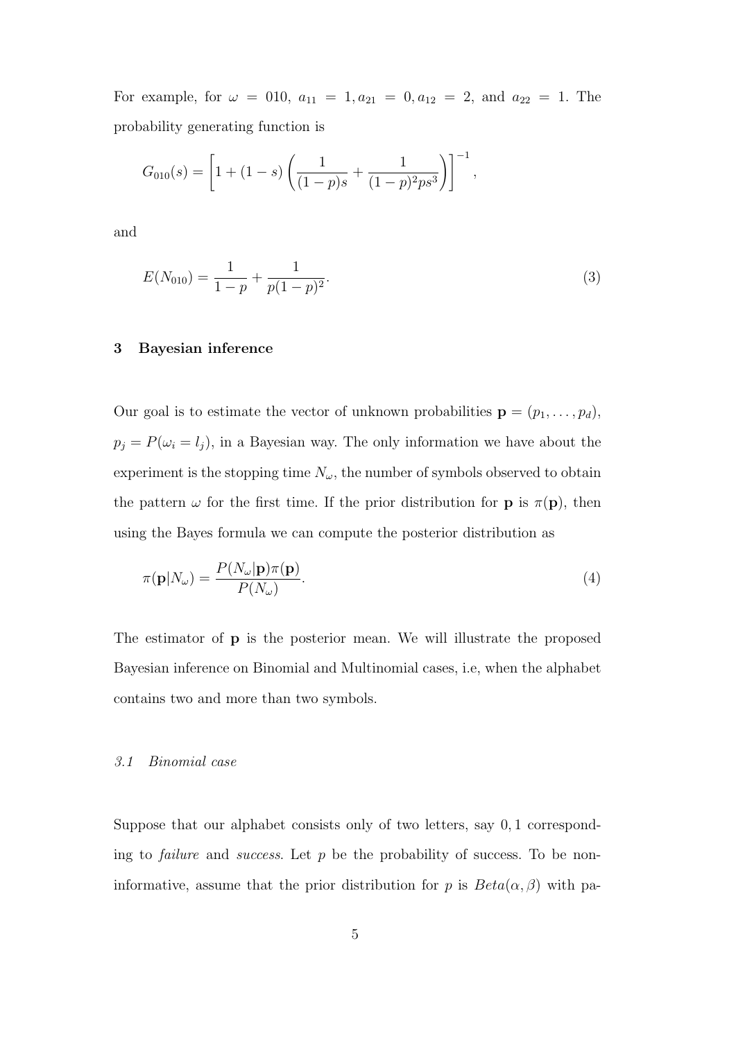For example, for $\omega = 010$, $a_{11} = 1, a_{21} = 0, a_{12} = 2$, and $a_{22} = 1$. The probability generating function is

$$G_{010}(s) = \left[1 + (1-s)\left(\frac{1}{(1-p)s} + \frac{1}{(1-p)^2 ps^3}\right)\right]^{-1},$$

and

$$E(N_{010}) = \frac{1}{1-p} + \frac{1}{p(1-p)^2}. \tag{3}$$

## 3 Bayesian inference

Our goal is to estimate the vector of unknown probabilities $\mathbf{p} = (p_1, \ldots, p_d)$, $p_j = P(\omega_i = l_j)$, in a Bayesian way. The only information we have about the experiment is the stopping time $N_\omega$, the number of symbols observed to obtain the pattern $\omega$ for the first time. If the prior distribution for $\mathbf{p}$ is $\pi(\mathbf{p})$, then using the Bayes formula we can compute the posterior distribution as

$$\pi(\mathbf{p}|N_\omega) = \frac{P(N_\omega|\mathbf{p})\pi(\mathbf{p})}{P(N_\omega)}. \tag{4}$$

The estimator of $\mathbf{p}$ is the posterior mean. We will illustrate the proposed Bayesian inference on Binomial and Multinomial cases, i.e, when the alphabet contains two and more than two symbols.

### *3.1 Binomial case*

Suppose that our alphabet consists only of two letters, say $0, 1$ corresponding to *failure* and *success*. Let $p$ be the probability of success. To be non-informative, assume that the prior distribution for $p$ is $Beta(\alpha, \beta)$ with pa-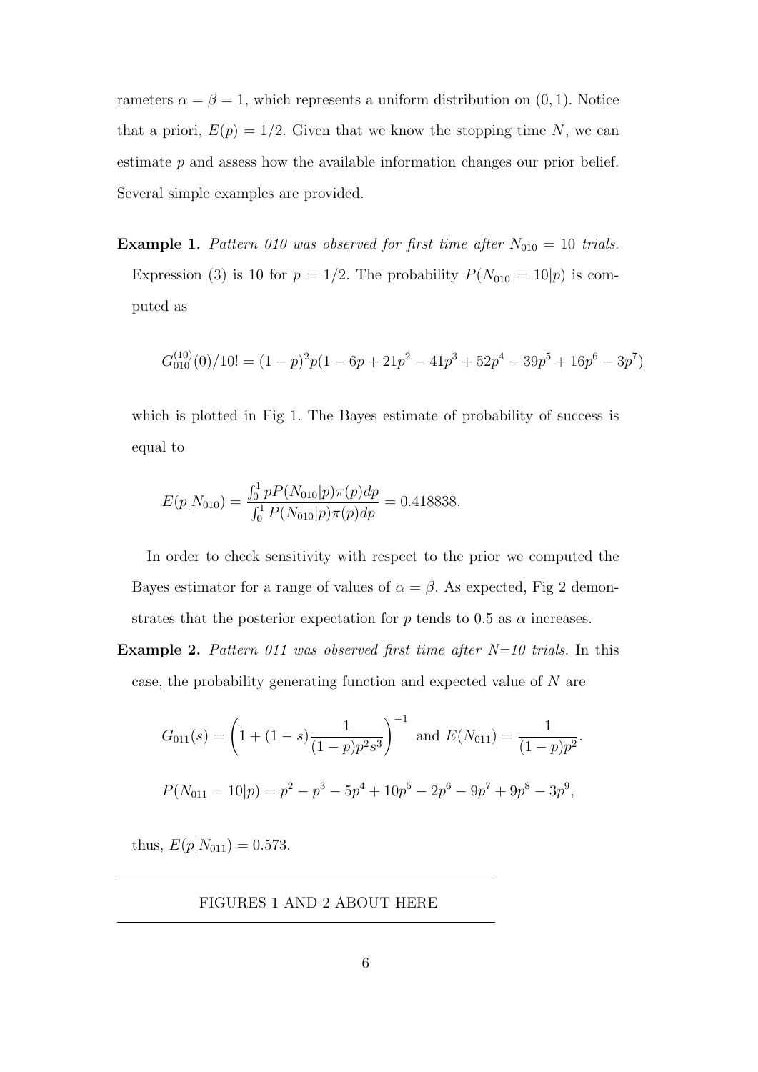rameters $\alpha = \beta = 1$, which represents a uniform distribution on $(0, 1)$. Notice that a priori, $E(p) = 1/2$. Given that we know the stopping time $N$, we can estimate $p$ and assess how the available information changes our prior belief. Several simple examples are provided.

**Example 1.** *Pattern 010 was observed for first time after $N_{010} = 10$ trials.* Expression (3) is 10 for $p = 1/2$. The probability $P(N_{010} = 10|p)$ is computed as

$$G_{010}^{(10)}(0)/10! = (1-p)^2 p(1 - 6p + 21p^2 - 41p^3 + 52p^4 - 39p^5 + 16p^6 - 3p^7)$$

which is plotted in Fig 1. The Bayes estimate of probability of success is equal to

$$E(p|N_{010}) = \frac{\int_0^1 pP(N_{010}|p)\pi(p)dp}{\int_0^1 P(N_{010}|p)\pi(p)dp} = 0.418838.$$

In order to check sensitivity with respect to the prior we computed the Bayes estimator for a range of values of $\alpha = \beta$. As expected, Fig 2 demonstrates that the posterior expectation for $p$ tends to 0.5 as $\alpha$ increases.

**Example 2.** *Pattern 011 was observed first time after N=10 trials.* In this case, the probability generating function and expected value of $N$ are

$$G_{011}(s) = \left(1 + (1-s)\frac{1}{(1-p)p^2 s^3}\right)^{-1} \text{ and } E(N_{011}) = \frac{1}{(1-p)p^2}.$$

$$P(N_{011} = 10|p) = p^2 - p^3 - 5p^4 + 10p^5 - 2p^6 - 9p^7 + 9p^8 - 3p^9,$$

thus, $E(p|N_{011}) = 0.573$.

---

FIGURES 1 AND 2 ABOUT HERE

---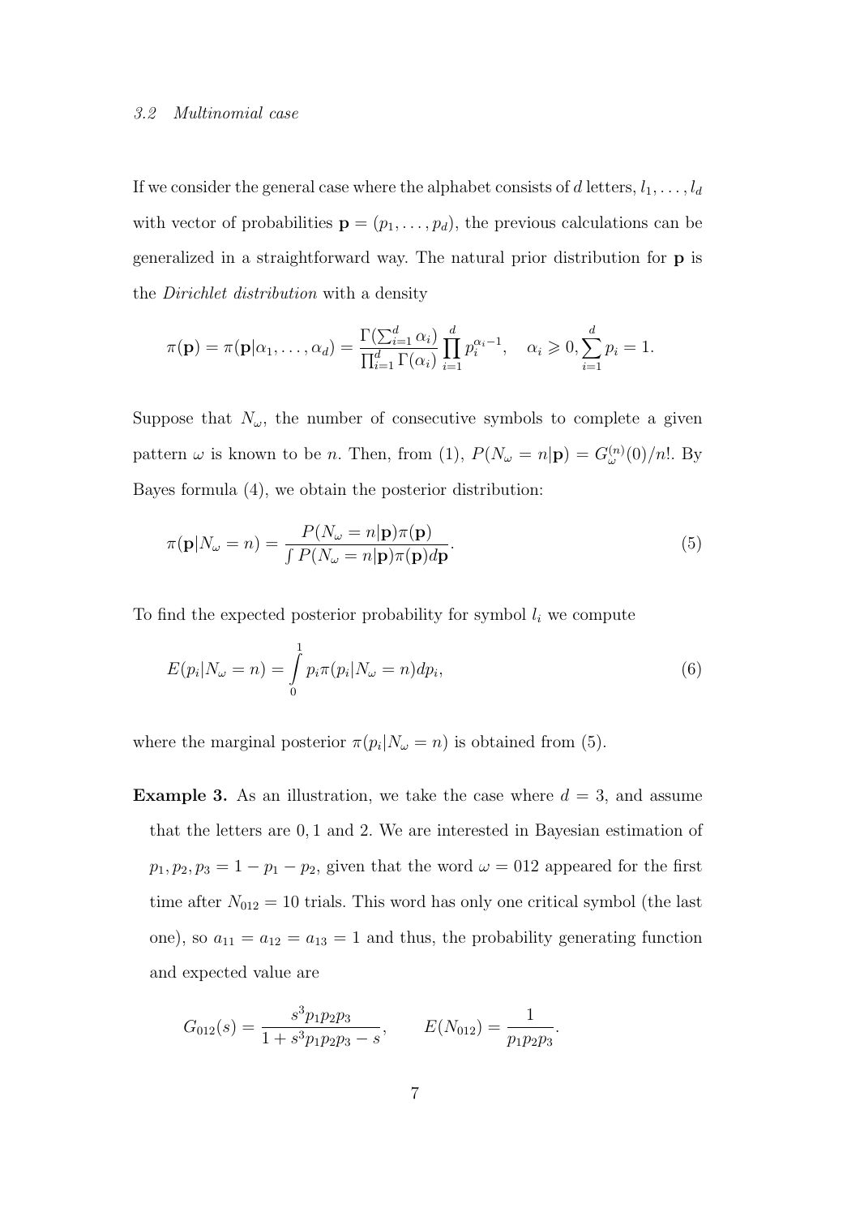*3.2 Multinomial case*

If we consider the general case where the alphabet consists of $d$ letters, $l_1, \ldots, l_d$ with vector of probabilities $\mathbf{p} = (p_1, \ldots, p_d)$, the previous calculations can be generalized in a straightforward way. The natural prior distribution for $\mathbf{p}$ is the *Dirichlet distribution* with a density

$$\pi(\mathbf{p}) = \pi(\mathbf{p}|\alpha_1, \ldots, \alpha_d) = \frac{\Gamma(\sum_{i=1}^{d} \alpha_i)}{\prod_{i=1}^{d} \Gamma(\alpha_i)} \prod_{i=1}^{d} p_i^{\alpha_i - 1}, \quad \alpha_i \geqslant 0, \sum_{i=1}^{d} p_i = 1.$$

Suppose that $N_\omega$, the number of consecutive symbols to complete a given pattern $\omega$ is known to be $n$. Then, from (1), $P(N_\omega = n|\mathbf{p}) = G_\omega^{(n)}(0)/n!$. By Bayes formula (4), we obtain the posterior distribution:

$$\pi(\mathbf{p}|N_\omega = n) = \frac{P(N_\omega = n|\mathbf{p})\pi(\mathbf{p})}{\int P(N_\omega = n|\mathbf{p})\pi(\mathbf{p})d\mathbf{p}}. \tag{5}$$

To find the expected posterior probability for symbol $l_i$ we compute

$$E(p_i|N_\omega = n) = \int_0^1 p_i \pi(p_i|N_\omega = n) dp_i, \tag{6}$$

where the marginal posterior $\pi(p_i|N_\omega = n)$ is obtained from (5).

**Example 3.** As an illustration, we take the case where $d = 3$, and assume that the letters are $0, 1$ and $2$. We are interested in Bayesian estimation of $p_1, p_2, p_3 = 1 - p_1 - p_2$, given that the word $\omega = 012$ appeared for the first time after $N_{012} = 10$ trials. This word has only one critical symbol (the last one), so $a_{11} = a_{12} = a_{13} = 1$ and thus, the probability generating function and expected value are

$$G_{012}(s) = \frac{s^3 p_1 p_2 p_3}{1 + s^3 p_1 p_2 p_3 - s}, \qquad E(N_{012}) = \frac{1}{p_1 p_2 p_3}.$$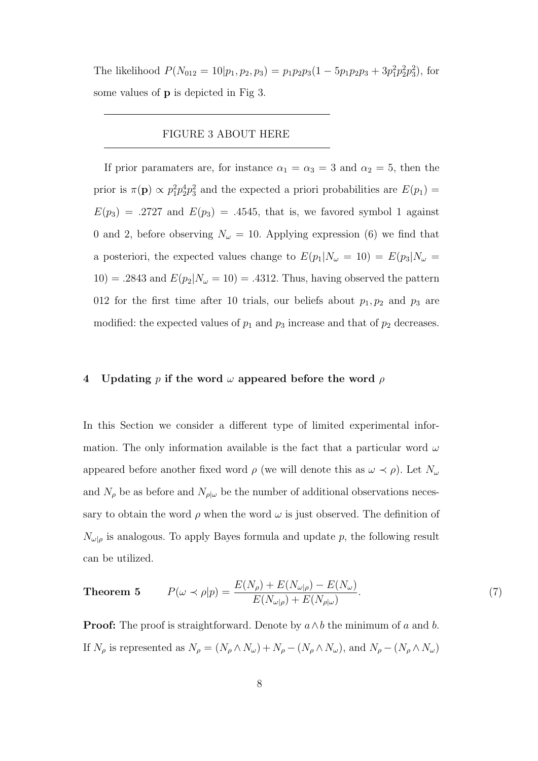The likelihood $P(N_{012} = 10|p_1, p_2, p_3) = p_1 p_2 p_3(1 - 5p_1 p_2 p_3 + 3p_1^2 p_2^2 p_3^2)$, for some values of $\mathbf{p}$ is depicted in Fig 3.

---

FIGURE 3 ABOUT HERE

---

If prior paramaters are, for instance $\alpha_1 = \alpha_3 = 3$ and $\alpha_2 = 5$, then the prior is $\pi(\mathbf{p}) \propto p_1^2 p_2^4 p_3^2$ and the expected a priori probabilities are $E(p_1) = E(p_3) = .2727$ and $E(p_3) = .4545$, that is, we favored symbol 1 against 0 and 2, before observing $N_\omega = 10$. Applying expression (6) we find that a posteriori, the expected values change to $E(p_1|N_\omega = 10) = E(p_3|N_\omega = 10) = .2843$ and $E(p_2|N_\omega = 10) = .4312$. Thus, having observed the pattern 012 for the first time after 10 trials, our beliefs about $p_1, p_2$ and $p_3$ are modified: the expected values of $p_1$ and $p_3$ increase and that of $p_2$ decreases.

## 4 Updating $p$ if the word $\omega$ appeared before the word $\rho$

In this Section we consider a different type of limited experimental information. The only information available is the fact that a particular word $\omega$ appeared before another fixed word $\rho$ (we will denote this as $\omega \prec \rho$). Let $N_\omega$ and $N_\rho$ be as before and $N_{\rho|\omega}$ be the number of additional observations necessary to obtain the word $\rho$ when the word $\omega$ is just observed. The definition of $N_{\omega|\rho}$ is analogous. To apply Bayes formula and update $p$, the following result can be utilized.

**Theorem 5**
$$P(\omega \prec \rho|p) = \frac{E(N_\rho) + E(N_{\omega|\rho}) - E(N_\omega)}{E(N_{\omega|\rho}) + E(N_{\rho|\omega})}. \tag{7}$$

**Proof:** The proof is straightforward. Denote by $a \wedge b$ the minimum of $a$ and $b$. If $N_\rho$ is represented as $N_\rho = (N_\rho \wedge N_\omega) + N_\rho - (N_\rho \wedge N_\omega)$, and $N_\rho - (N_\rho \wedge N_\omega)$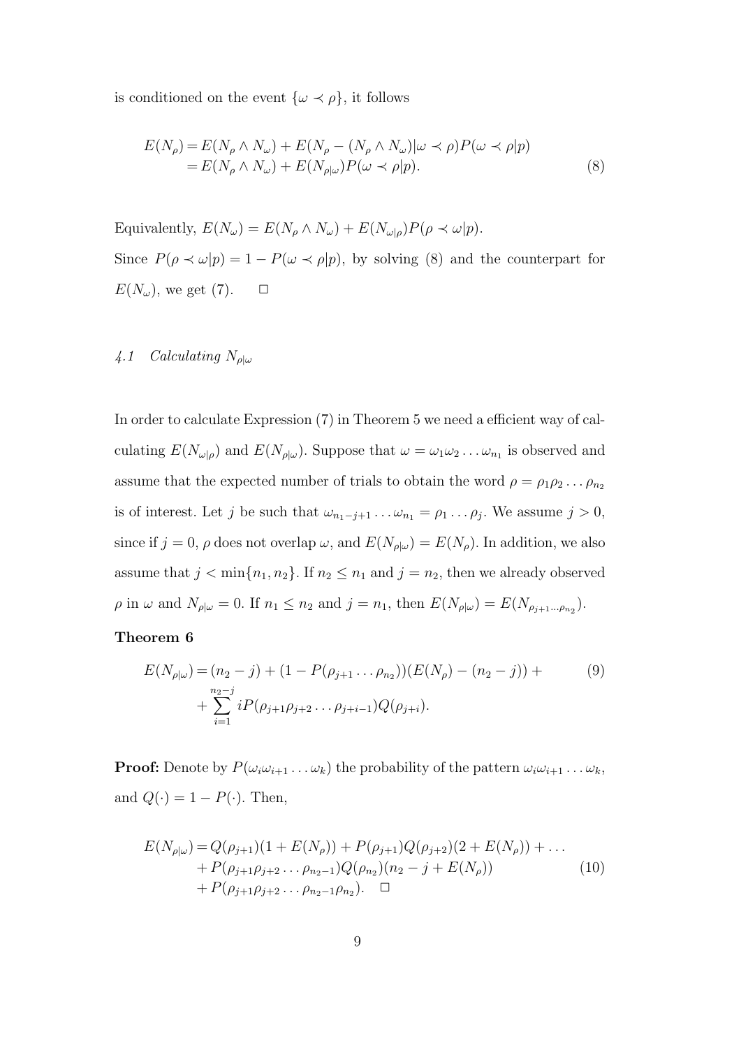is conditioned on the event $\{\omega \prec \rho\}$, it follows

$$
\begin{aligned}
E(N_\rho) &= E(N_\rho \wedge N_\omega) + E(N_\rho - (N_\rho \wedge N_\omega)|\omega \prec \rho)P(\omega \prec \rho|p) \\
&= E(N_\rho \wedge N_\omega) + E(N_{\rho|\omega})P(\omega \prec \rho|p).
\end{aligned} \tag{8}
$$

Equivalently, $E(N_\omega) = E(N_\rho \wedge N_\omega) + E(N_{\omega|\rho})P(\rho \prec \omega|p)$.

Since $P(\rho \prec \omega|p) = 1 - P(\omega \prec \rho|p)$, by solving (8) and the counterpart for $E(N_\omega)$, we get (7). $\square$

### *4.1 Calculating $N_{\rho|\omega}$*

In order to calculate Expression (7) in Theorem 5 we need a efficient way of calculating $E(N_{\omega|\rho})$ and $E(N_{\rho|\omega})$. Suppose that $\omega = \omega_1\omega_2\dots\omega_{n_1}$ is observed and assume that the expected number of trials to obtain the word $\rho = \rho_1\rho_2\dots\rho_{n_2}$ is of interest. Let $j$ be such that $\omega_{n_1-j+1}\dots\omega_{n_1} = \rho_1\dots\rho_j$. We assume $j > 0$, since if $j = 0$, $\rho$ does not overlap $\omega$, and $E(N_{\rho|\omega}) = E(N_\rho)$. In addition, we also assume that $j < \min\{n_1, n_2\}$. If $n_2 \leq n_1$ and $j = n_2$, then we already observed $\rho$ in $\omega$ and $N_{\rho|\omega} = 0$. If $n_1 \leq n_2$ and $j = n_1$, then $E(N_{\rho|\omega}) = E(N_{\rho_{j+1}\dots\rho_{n_2}})$.

**Theorem 6**

$$
\begin{aligned}
E(N_{\rho|\omega}) &= (n_2 - j) + (1 - P(\rho_{j+1}\dots\rho_{n_2}))(E(N_\rho) - (n_2 - j)) + \\
&\quad + \sum_{i=1}^{n_2-j} iP(\rho_{j+1}\rho_{j+2}\dots\rho_{j+i-1})Q(\rho_{j+i}).
\end{aligned} \tag{9}
$$

**Proof:** Denote by $P(\omega_i\omega_{i+1}\dots\omega_k)$ the probability of the pattern $\omega_i\omega_{i+1}\dots\omega_k$, and $Q(\cdot) = 1 - P(\cdot)$. Then,

$$
\begin{aligned}
E(N_{\rho|\omega}) &= Q(\rho_{j+1})(1 + E(N_\rho)) + P(\rho_{j+1})Q(\rho_{j+2})(2 + E(N_\rho)) + \dots \\
&\quad + P(\rho_{j+1}\rho_{j+2}\dots\rho_{n_2-1})Q(\rho_{n_2})(n_2 - j + E(N_\rho)) \\
&\quad + P(\rho_{j+1}\rho_{j+2}\dots\rho_{n_2-1}\rho_{n_2}). \quad \square
\end{aligned} \tag{10}
$$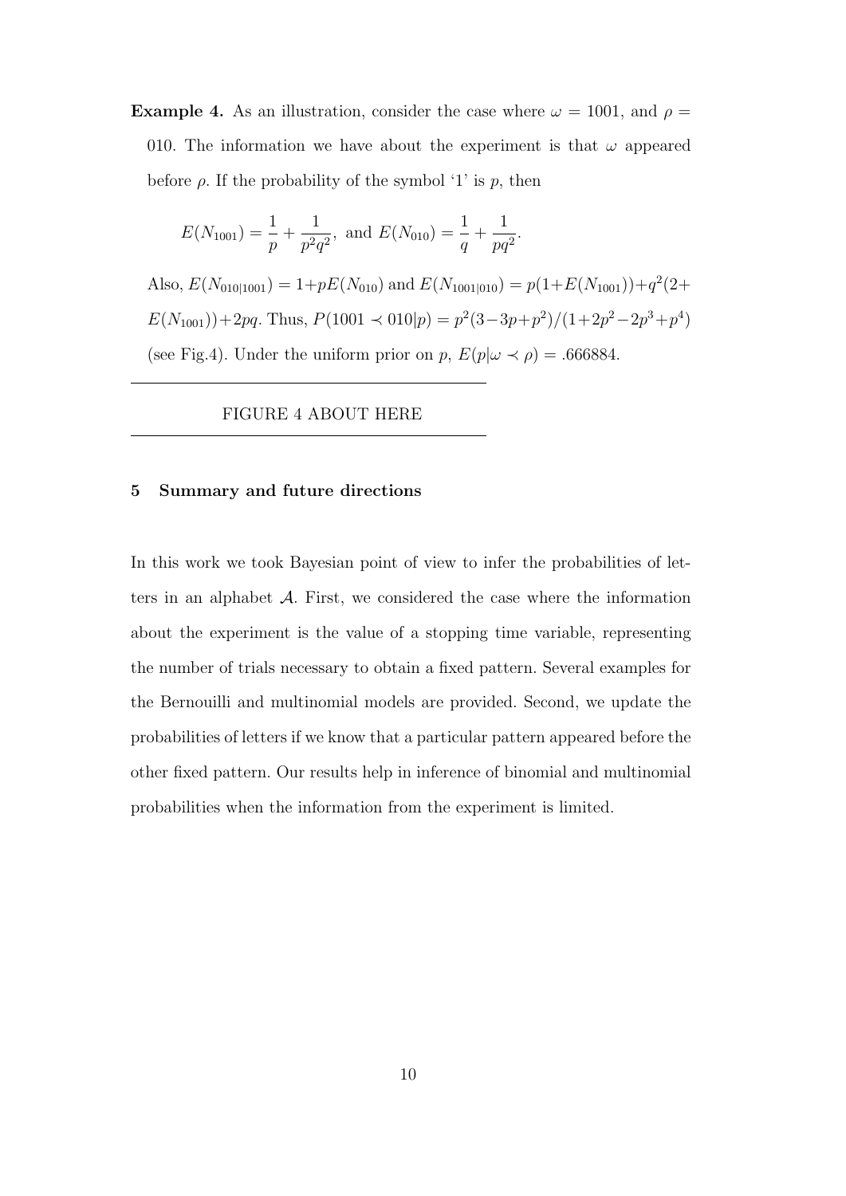**Example 4.** As an illustration, consider the case where $\omega = 1001$, and $\rho = 010$. The information we have about the experiment is that $\omega$ appeared before $\rho$. If the probability of the symbol '1' is $p$, then

$$E(N_{1001}) = \frac{1}{p} + \frac{1}{p^2q^2}, \text{ and } E(N_{010}) = \frac{1}{q} + \frac{1}{pq^2}.$$

Also, $E(N_{010|1001}) = 1 + pE(N_{010})$ and $E(N_{1001|010}) = p(1+E(N_{1001}))+q^2(2+E(N_{1001}))+2pq$. Thus, $P(1001 \prec 010|p) = p^2(3-3p+p^2)/(1+2p^2-2p^3+p^4)$ (see Fig.4). Under the uniform prior on $p$, $E(p|\omega \prec \rho) = .666884$.

---

FIGURE 4 ABOUT HERE

---

## 5 Summary and future directions

In this work we took Bayesian point of view to infer the probabilities of letters in an alphabet $\mathcal{A}$. First, we considered the case where the information about the experiment is the value of a stopping time variable, representing the number of trials necessary to obtain a fixed pattern. Several examples for the Bernouilli and multinomial models are provided. Second, we update the probabilities of letters if we know that a particular pattern appeared before the other fixed pattern. Our results help in inference of binomial and multinomial probabilities when the information from the experiment is limited.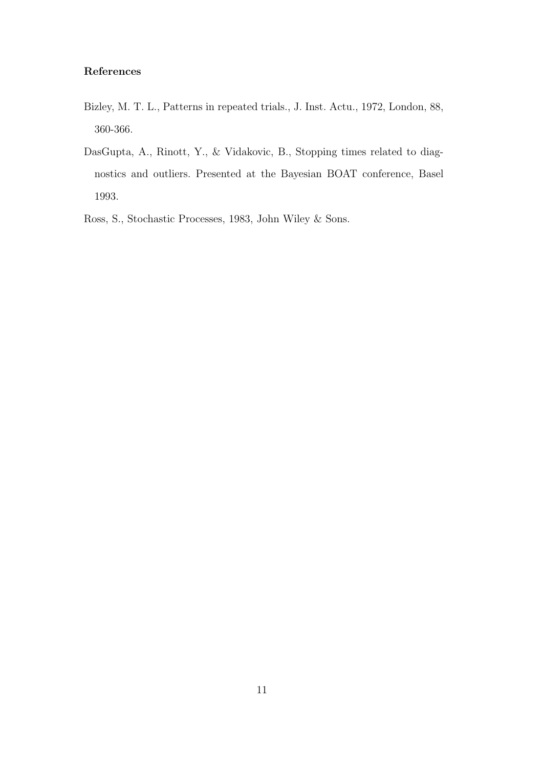## References

Bizley, M. T. L., Patterns in repeated trials., J. Inst. Actu., 1972, London, 88, 360-366.

DasGupta, A., Rinott, Y., & Vidakovic, B., Stopping times related to diagnostics and outliers. Presented at the Bayesian BOAT conference, Basel 1993.

Ross, S., Stochastic Processes, 1983, John Wiley & Sons.